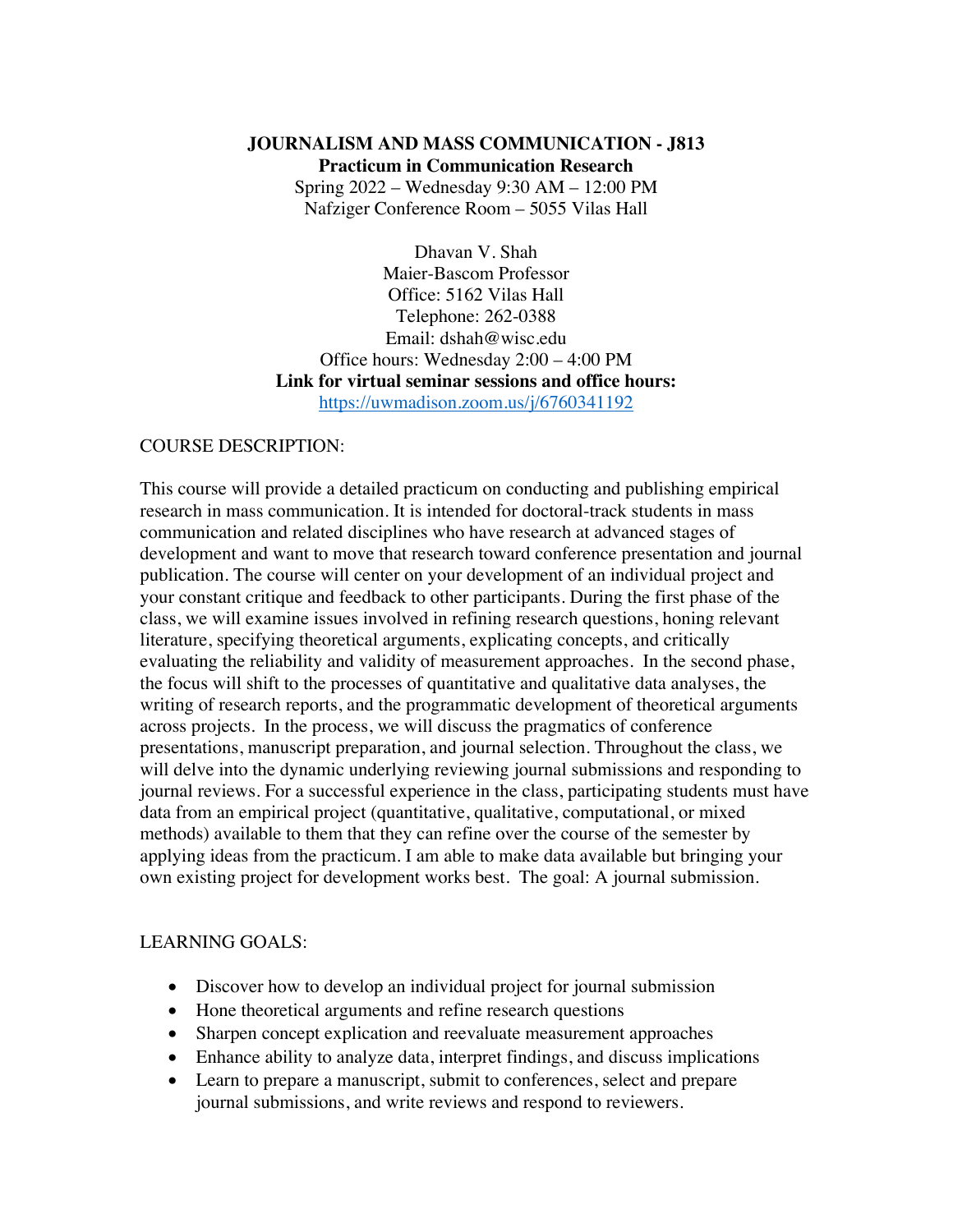# JOURNALISM AND MASS COMMUNICATION - J813

## Practicum in Communication Research

Spring 2022 – Wednesday 9:30 AM – 12:00 PM
Nafziger Conference Room – 5055 Vilas Hall

Dhavan V. Shah
Maier-Bascom Professor
Office: 5162 Vilas Hall
Telephone: 262-0388
Email: dshah@wisc.edu
Office hours: Wednesday 2:00 – 4:00 PM

**Link for virtual seminar sessions and office hours:**
[https://uwmadison.zoom.us/j/6760341192](https://uwmadison.zoom.us/j/6760341192)

COURSE DESCRIPTION:

This course will provide a detailed practicum on conducting and publishing empirical research in mass communication. It is intended for doctoral-track students in mass communication and related disciplines who have research at advanced stages of development and want to move that research toward conference presentation and journal publication. The course will center on your development of an individual project and your constant critique and feedback to other participants. During the first phase of the class, we will examine issues involved in refining research questions, honing relevant literature, specifying theoretical arguments, explicating concepts, and critically evaluating the reliability and validity of measurement approaches. In the second phase, the focus will shift to the processes of quantitative and qualitative data analyses, the writing of research reports, and the programmatic development of theoretical arguments across projects. In the process, we will discuss the pragmatics of conference presentations, manuscript preparation, and journal selection. Throughout the class, we will delve into the dynamic underlying reviewing journal submissions and responding to journal reviews. For a successful experience in the class, participating students must have data from an empirical project (quantitative, qualitative, computational, or mixed methods) available to them that they can refine over the course of the semester by applying ideas from the practicum. I am able to make data available but bringing your own existing project for development works best. The goal: A journal submission.

LEARNING GOALS:

- Discover how to develop an individual project for journal submission
- Hone theoretical arguments and refine research questions
- Sharpen concept explication and reevaluate measurement approaches
- Enhance ability to analyze data, interpret findings, and discuss implications
- Learn to prepare a manuscript, submit to conferences, select and prepare journal submissions, and write reviews and respond to reviewers.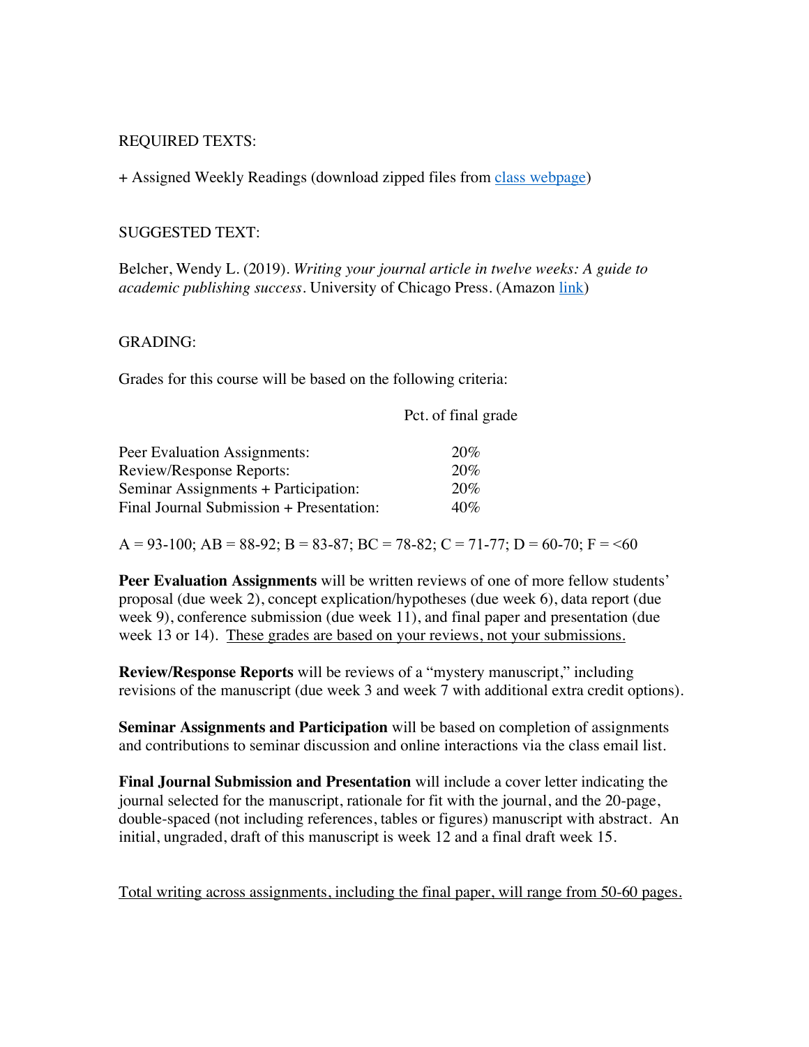REQUIRED TEXTS:

+ Assigned Weekly Readings (download zipped files from [class webpage])

SUGGESTED TEXT:

Belcher, Wendy L. (2019). *Writing your journal article in twelve weeks: A guide to academic publishing success*. University of Chicago Press. (Amazon [link])

GRADING:

Grades for this course will be based on the following criteria:

| | Pct. of final grade |
|---|---|
| Peer Evaluation Assignments: | 20% |
| Review/Response Reports: | 20% |
| Seminar Assignments + Participation: | 20% |
| Final Journal Submission + Presentation: | 40% |

A = 93-100; AB = 88-92; B = 83-87; BC = 78-82; C = 71-77; D = 60-70; F = <60

**Peer Evaluation Assignments** will be written reviews of one of more fellow students' proposal (due week 2), concept explication/hypotheses (due week 6), data report (due week 9), conference submission (due week 11), and final paper and presentation (due week 13 or 14). <u>These grades are based on your reviews, not your submissions.</u>

**Review/Response Reports** will be reviews of a "mystery manuscript," including revisions of the manuscript (due week 3 and week 7 with additional extra credit options).

**Seminar Assignments and Participation** will be based on completion of assignments and contributions to seminar discussion and online interactions via the class email list.

**Final Journal Submission and Presentation** will include a cover letter indicating the journal selected for the manuscript, rationale for fit with the journal, and the 20-page, double-spaced (not including references, tables or figures) manuscript with abstract. An initial, ungraded, draft of this manuscript is week 12 and a final draft week 15.

<u>Total writing across assignments, including the final paper, will range from 50-60 pages.</u>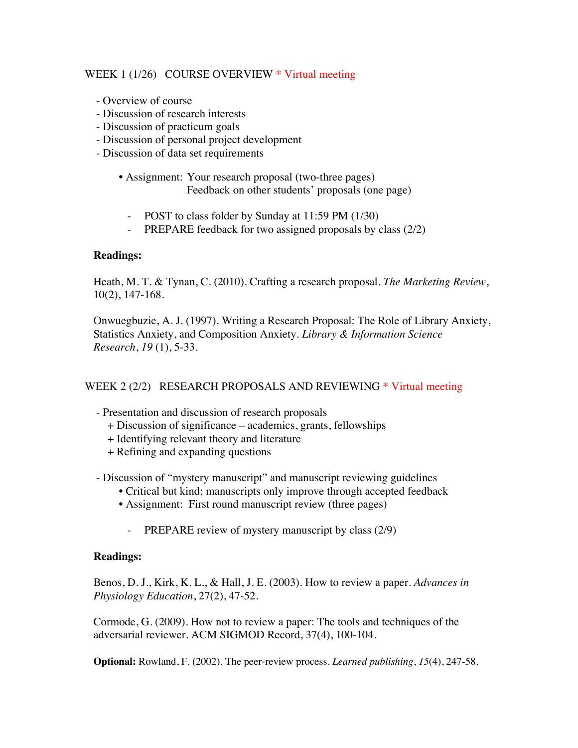## WEEK 1 (1/26) COURSE OVERVIEW * Virtual meeting

- Overview of course
- Discussion of research interests
- Discussion of practicum goals
- Discussion of personal project development
- Discussion of data set requirements

  • Assignment: Your research proposal (two-three pages)
  Feedback on other students' proposals (one page)

    - POST to class folder by Sunday at 11:59 PM (1/30)
    - PREPARE feedback for two assigned proposals by class (2/2)

**Readings:**

Heath, M. T. & Tynan, C. (2010). Crafting a research proposal. *The Marketing Review*, 10(2), 147-168.

Onwuegbuzie, A. J. (1997). Writing a Research Proposal: The Role of Library Anxiety, Statistics Anxiety, and Composition Anxiety. *Library & Information Science Research*, *19* (1), 5-33.

## WEEK 2 (2/2) RESEARCH PROPOSALS AND REVIEWING * Virtual meeting

- Presentation and discussion of research proposals
  + Discussion of significance – academics, grants, fellowships
  + Identifying relevant theory and literature
  + Refining and expanding questions

- Discussion of "mystery manuscript" and manuscript reviewing guidelines
  • Critical but kind; manuscripts only improve through accepted feedback
  • Assignment: First round manuscript review (three pages)

    - PREPARE review of mystery manuscript by class (2/9)

**Readings:**

Benos, D. J., Kirk, K. L., & Hall, J. E. (2003). How to review a paper. *Advances in Physiology Education*, 27(2), 47-52.

Cormode, G. (2009). How not to review a paper: The tools and techniques of the adversarial reviewer. ACM SIGMOD Record, 37(4), 100-104.

**Optional:** Rowland, F. (2002). The peer-review process. *Learned publishing*, *15*(4), 247-58.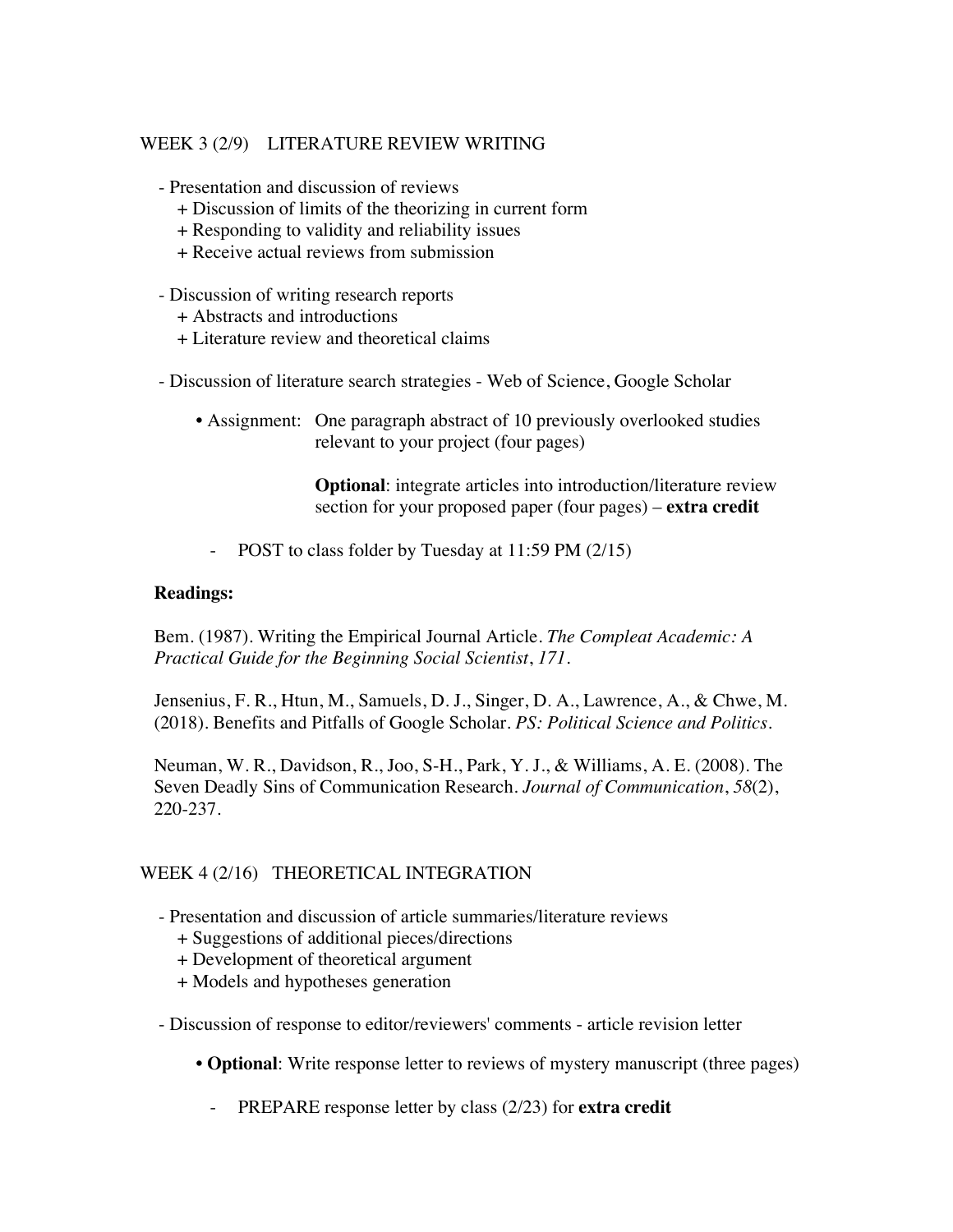## WEEK 3 (2/9) LITERATURE REVIEW WRITING

- Presentation and discussion of reviews
  + Discussion of limits of the theorizing in current form
  + Responding to validity and reliability issues
  + Receive actual reviews from submission

- Discussion of writing research reports
  + Abstracts and introductions
  + Literature review and theoretical claims

- Discussion of literature search strategies - Web of Science, Google Scholar

  • Assignment: One paragraph abstract of 10 previously overlooked studies relevant to your project (four pages)

    **Optional**: integrate articles into introduction/literature review section for your proposed paper (four pages) – **extra credit**

  - POST to class folder by Tuesday at 11:59 PM (2/15)

**Readings:**

Bem. (1987). Writing the Empirical Journal Article. *The Compleat Academic: A Practical Guide for the Beginning Social Scientist*, *171*.

Jensenius, F. R., Htun, M., Samuels, D. J., Singer, D. A., Lawrence, A., & Chwe, M. (2018). Benefits and Pitfalls of Google Scholar. *PS: Political Science and Politics*.

Neuman, W. R., Davidson, R., Joo, S-H., Park, Y. J., & Williams, A. E. (2008). The Seven Deadly Sins of Communication Research. *Journal of Communication*, *58*(2), 220-237.

## WEEK 4 (2/16) THEORETICAL INTEGRATION

- Presentation and discussion of article summaries/literature reviews
  + Suggestions of additional pieces/directions
  + Development of theoretical argument
  + Models and hypotheses generation

- Discussion of response to editor/reviewers' comments - article revision letter

  • **Optional**: Write response letter to reviews of mystery manuscript (three pages)

  - PREPARE response letter by class (2/23) for **extra credit**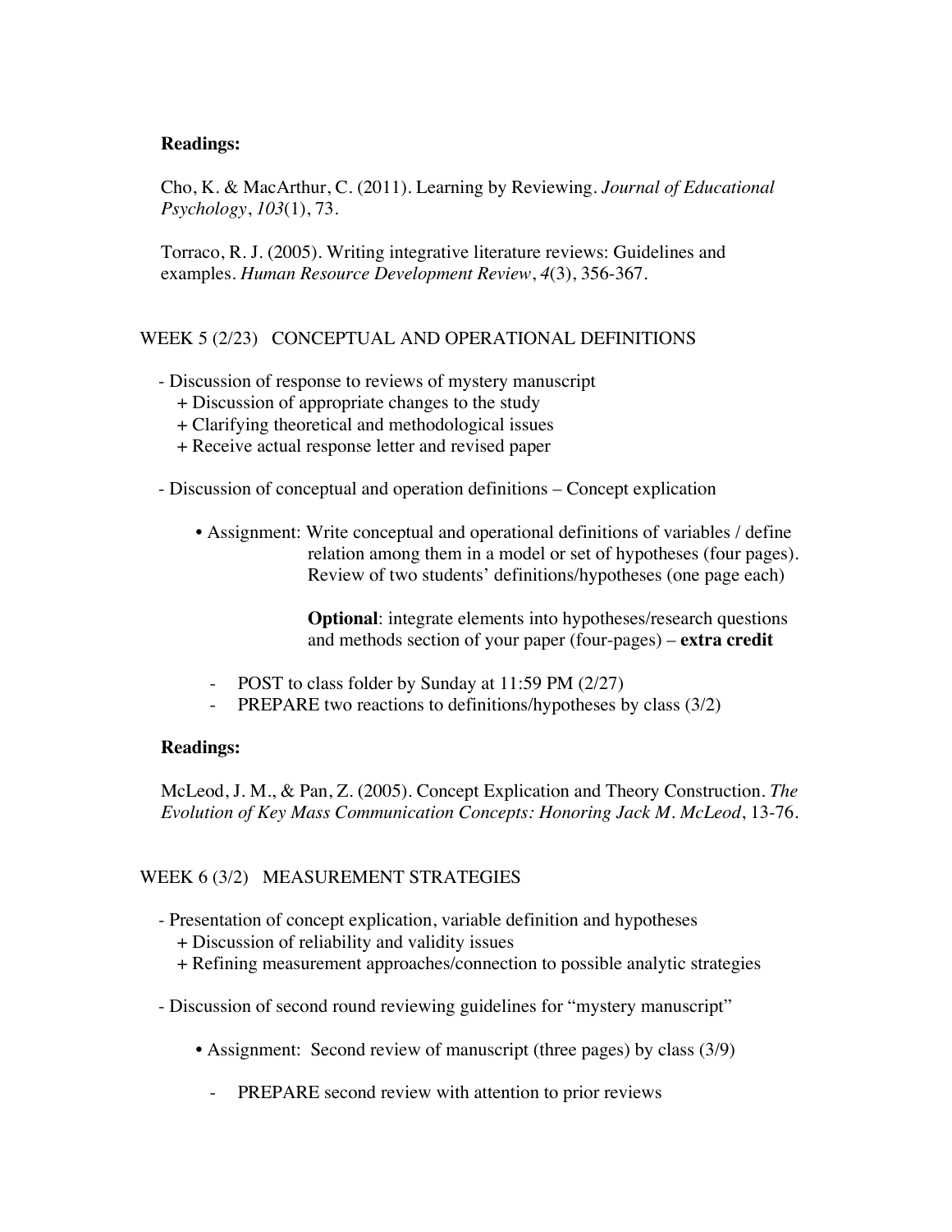**Readings:**

Cho, K. & MacArthur, C. (2011). Learning by Reviewing. *Journal of Educational Psychology*, *103*(1), 73.

Torraco, R. J. (2005). Writing integrative literature reviews: Guidelines and examples. *Human Resource Development Review*, *4*(3), 356-367.

## WEEK 5 (2/23) CONCEPTUAL AND OPERATIONAL DEFINITIONS

- Discussion of response to reviews of mystery manuscript
  + Discussion of appropriate changes to the study
  + Clarifying theoretical and methodological issues
  + Receive actual response letter and revised paper

- Discussion of conceptual and operation definitions – Concept explication

  • Assignment: Write conceptual and operational definitions of variables / define relation among them in a model or set of hypotheses (four pages). Review of two students' definitions/hypotheses (one page each)

  **Optional**: integrate elements into hypotheses/research questions and methods section of your paper (four-pages) – **extra credit**

  - POST to class folder by Sunday at 11:59 PM (2/27)
  - PREPARE two reactions to definitions/hypotheses by class (3/2)

**Readings:**

McLeod, J. M., & Pan, Z. (2005). Concept Explication and Theory Construction. *The Evolution of Key Mass Communication Concepts: Honoring Jack M. McLeod*, 13-76.

## WEEK 6 (3/2) MEASUREMENT STRATEGIES

- Presentation of concept explication, variable definition and hypotheses
  + Discussion of reliability and validity issues
  + Refining measurement approaches/connection to possible analytic strategies

- Discussion of second round reviewing guidelines for "mystery manuscript"

  • Assignment: Second review of manuscript (three pages) by class (3/9)

  - PREPARE second review with attention to prior reviews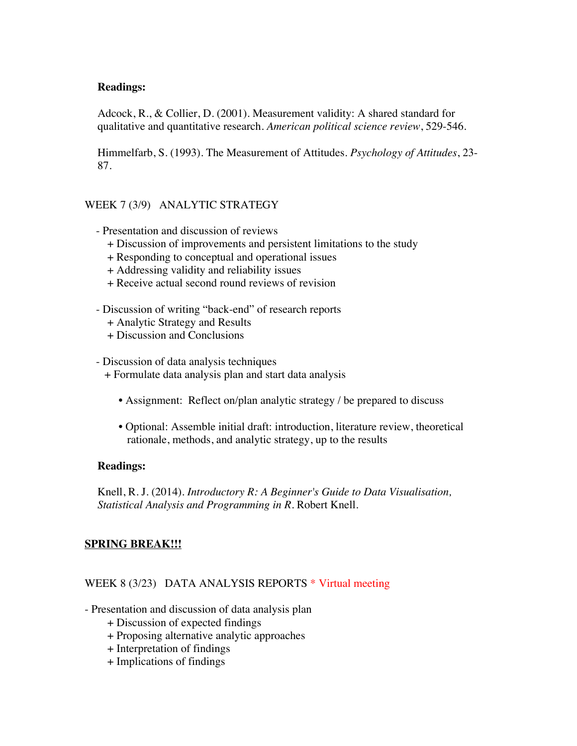**Readings:**

Adcock, R., & Collier, D. (2001). Measurement validity: A shared standard for qualitative and quantitative research. *American political science review*, 529-546.

Himmelfarb, S. (1993). The Measurement of Attitudes. *Psychology of Attitudes*, 23-87.

WEEK 7 (3/9) ANALYTIC STRATEGY

- Presentation and discussion of reviews
  + Discussion of improvements and persistent limitations to the study
  + Responding to conceptual and operational issues
  + Addressing validity and reliability issues
  + Receive actual second round reviews of revision

- Discussion of writing "back-end" of research reports
  + Analytic Strategy and Results
  + Discussion and Conclusions

- Discussion of data analysis techniques
  + Formulate data analysis plan and start data analysis

  • Assignment: Reflect on/plan analytic strategy / be prepared to discuss

  • Optional: Assemble initial draft: introduction, literature review, theoretical rationale, methods, and analytic strategy, up to the results

**Readings:**

Knell, R. J. (2014). *Introductory R: A Beginner's Guide to Data Visualisation, Statistical Analysis and Programming in R*. Robert Knell.

**SPRING BREAK!!!**

WEEK 8 (3/23) DATA ANALYSIS REPORTS * Virtual meeting

- Presentation and discussion of data analysis plan
  + Discussion of expected findings
  + Proposing alternative analytic approaches
  + Interpretation of findings
  + Implications of findings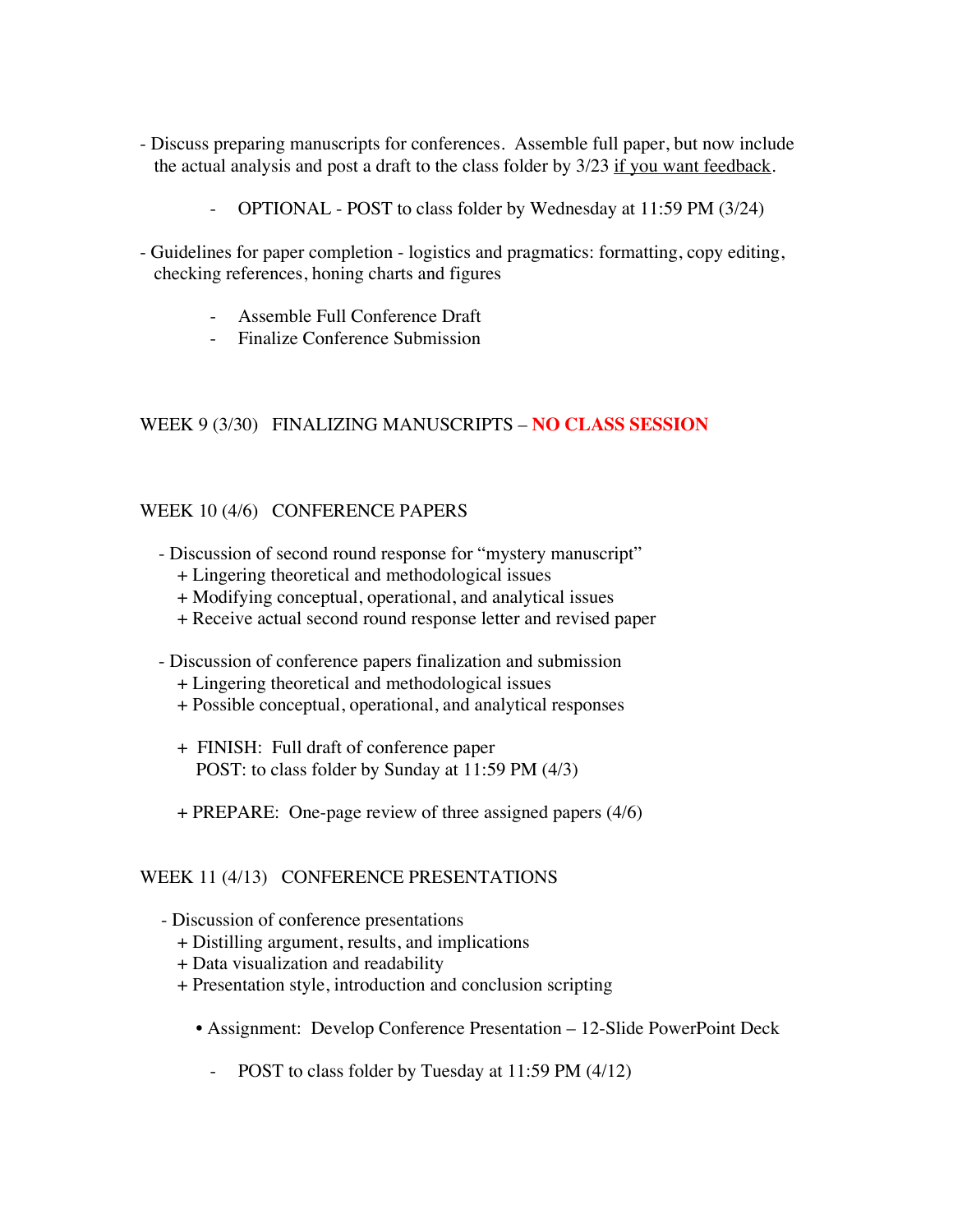- Discuss preparing manuscripts for conferences. Assemble full paper, but now include the actual analysis and post a draft to the class folder by 3/23 <u>if you want feedback</u>.

    - OPTIONAL - POST to class folder by Wednesday at 11:59 PM (3/24)

- Guidelines for paper completion - logistics and pragmatics: formatting, copy editing, checking references, honing charts and figures

    - Assemble Full Conference Draft
    - Finalize Conference Submission

## WEEK 9 (3/30) FINALIZING MANUSCRIPTS – **NO CLASS SESSION**

## WEEK 10 (4/6) CONFERENCE PAPERS

- Discussion of second round response for "mystery manuscript"
    + Lingering theoretical and methodological issues
    + Modifying conceptual, operational, and analytical issues
    + Receive actual second round response letter and revised paper

- Discussion of conference papers finalization and submission
    + Lingering theoretical and methodological issues
    + Possible conceptual, operational, and analytical responses

    + FINISH: Full draft of conference paper
      POST: to class folder by Sunday at 11:59 PM (4/3)

    + PREPARE: One-page review of three assigned papers (4/6)

## WEEK 11 (4/13) CONFERENCE PRESENTATIONS

- Discussion of conference presentations
    + Distilling argument, results, and implications
    + Data visualization and readability
    + Presentation style, introduction and conclusion scripting

        • Assignment: Develop Conference Presentation – 12-Slide PowerPoint Deck

            - POST to class folder by Tuesday at 11:59 PM (4/12)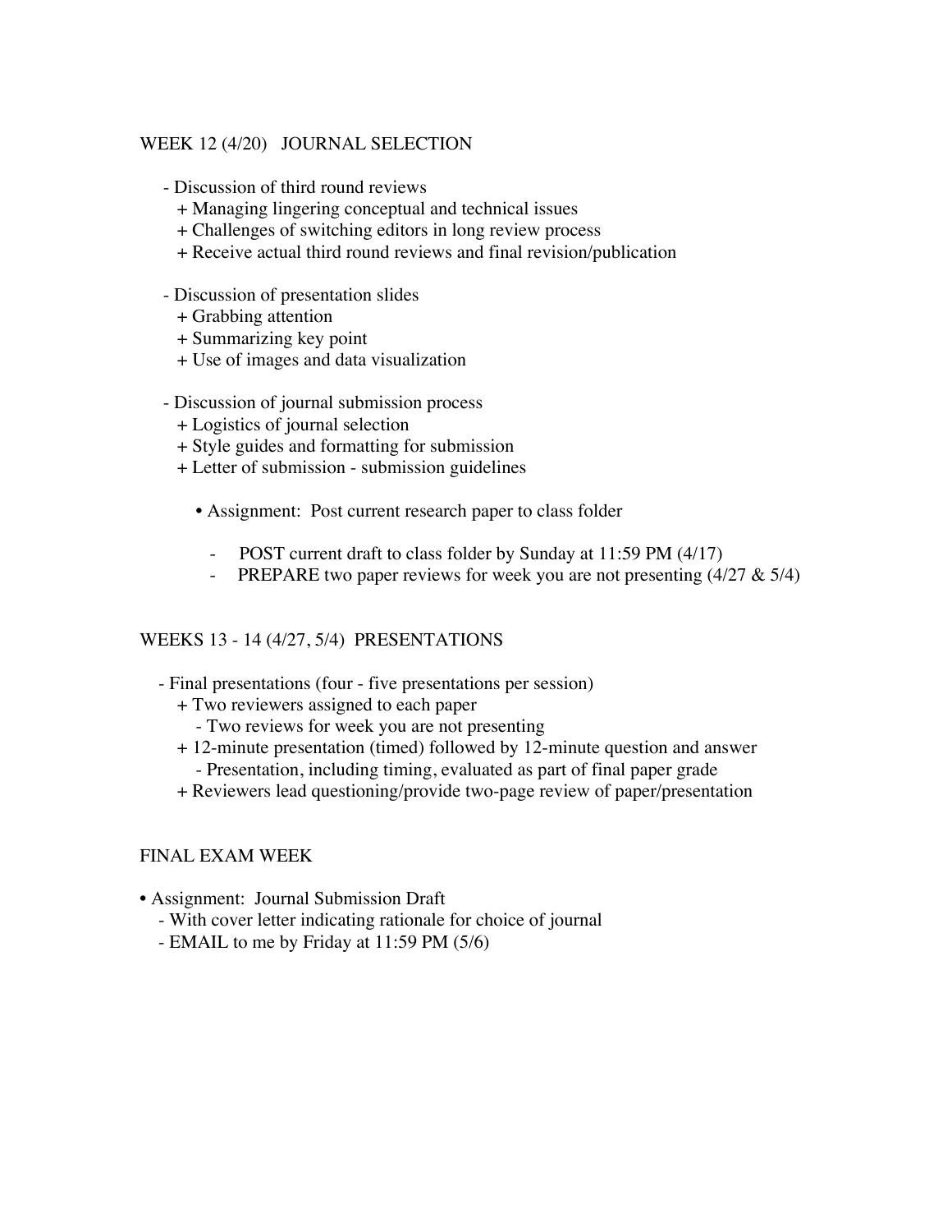## WEEK 12 (4/20) JOURNAL SELECTION

- Discussion of third round reviews
  - + Managing lingering conceptual and technical issues
  - + Challenges of switching editors in long review process
  - + Receive actual third round reviews and final revision/publication

- Discussion of presentation slides
  - + Grabbing attention
  - + Summarizing key point
  - + Use of images and data visualization

- Discussion of journal submission process
  - + Logistics of journal selection
  - + Style guides and formatting for submission
  - + Letter of submission - submission guidelines

    - • Assignment: Post current research paper to class folder

      - POST current draft to class folder by Sunday at 11:59 PM (4/17)
      - PREPARE two paper reviews for week you are not presenting (4/27 & 5/4)

## WEEKS 13 - 14 (4/27, 5/4) PRESENTATIONS

- Final presentations (four - five presentations per session)
  - + Two reviewers assigned to each paper
    - Two reviews for week you are not presenting
  - + 12-minute presentation (timed) followed by 12-minute question and answer
    - Presentation, including timing, evaluated as part of final paper grade
  - + Reviewers lead questioning/provide two-page review of paper/presentation

## FINAL EXAM WEEK

- • Assignment: Journal Submission Draft
  - With cover letter indicating rationale for choice of journal
  - EMAIL to me by Friday at 11:59 PM (5/6)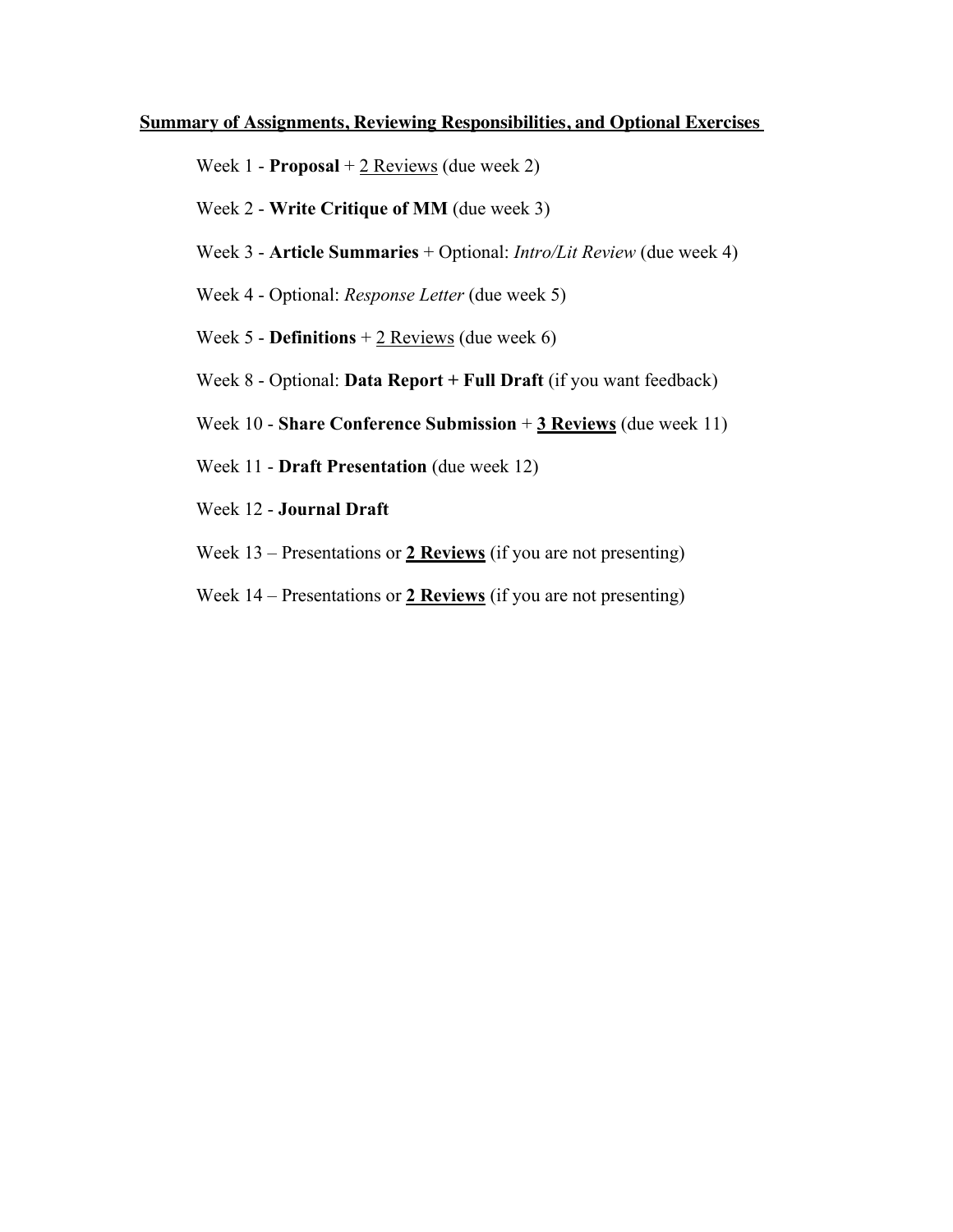**<u>Summary of Assignments, Reviewing Responsibilities, and Optional Exercises</u>**

Week 1 - **Proposal** + <u>2 Reviews</u> (due week 2)

Week 2 - **Write Critique of MM** (due week 3)

Week 3 - **Article Summaries** + Optional: *Intro/Lit Review* (due week 4)

Week 4 - Optional: *Response Letter* (due week 5)

Week 5 - **Definitions** + <u>2 Reviews</u> (due week 6)

Week 8 - Optional: **Data Report + Full Draft** (if you want feedback)

Week 10 - **Share Conference Submission** + **<u>3 Reviews</u>** (due week 11)

Week 11 - **Draft Presentation** (due week 12)

Week 12 - **Journal Draft**

Week 13 – Presentations or **<u>2 Reviews</u>** (if you are not presenting)

Week 14 – Presentations or **<u>2 Reviews</u>** (if you are not presenting)